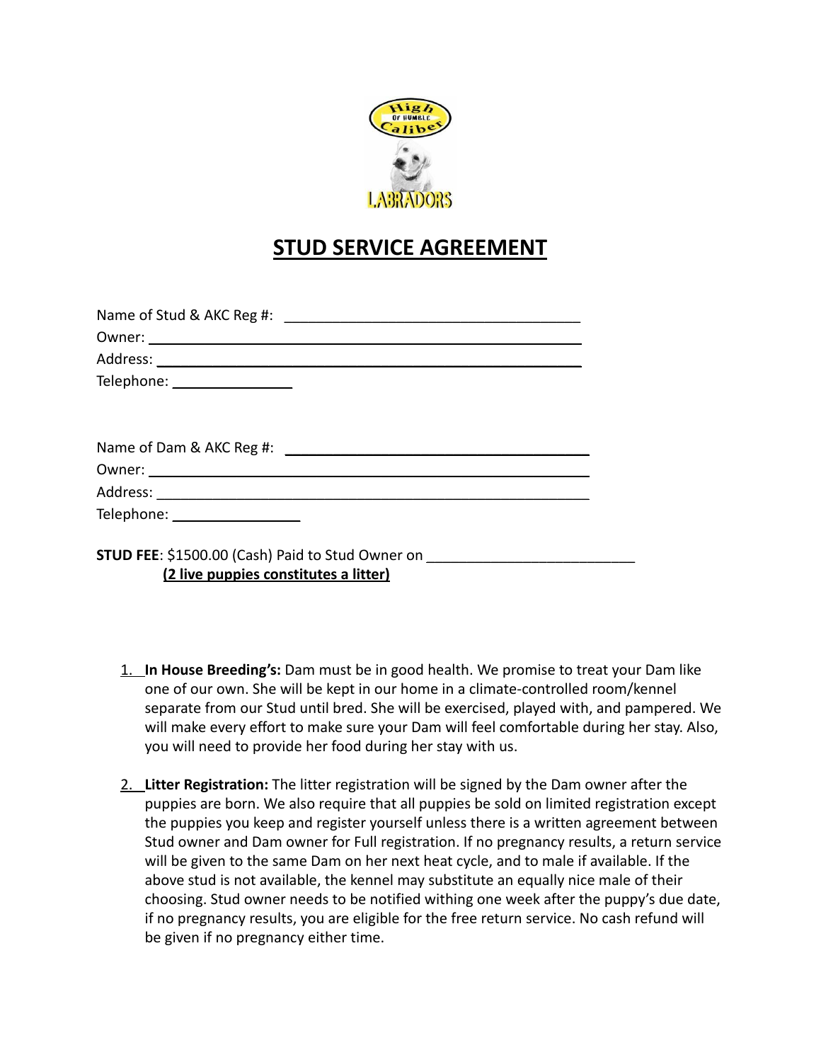# STUD SERVICE AGREEMENT

Name of Stud & AKC Reg #: ____________________________________

Owner: ____________________________________________________

Address: ___________________________________________________

Telephone: _______________

Name of Dam & AKC Reg #: ____________________________________

Owner: ____________________________________________________

Address: ___________________________________________________

Telephone: _______________

**STUD FEE**: $1500.00 (Cash) Paid to Stud Owner on _________________________

**(2 live puppies constitutes a litter)**

1. **In House Breeding's:** Dam must be in good health. We promise to treat your Dam like one of our own. She will be kept in our home in a climate-controlled room/kennel separate from our Stud until bred. She will be exercised, played with, and pampered. We will make every effort to make sure your Dam will feel comfortable during her stay. Also, you will need to provide her food during her stay with us.

2. **Litter Registration:** The litter registration will be signed by the Dam owner after the puppies are born. We also require that all puppies be sold on limited registration except the puppies you keep and register yourself unless there is a written agreement between Stud owner and Dam owner for Full registration. If no pregnancy results, a return service will be given to the same Dam on her next heat cycle, and to male if available. If the above stud is not available, the kennel may substitute an equally nice male of their choosing. Stud owner needs to be notified withing one week after the puppy's due date, if no pregnancy results, you are eligible for the free return service. No cash refund will be given if no pregnancy either time.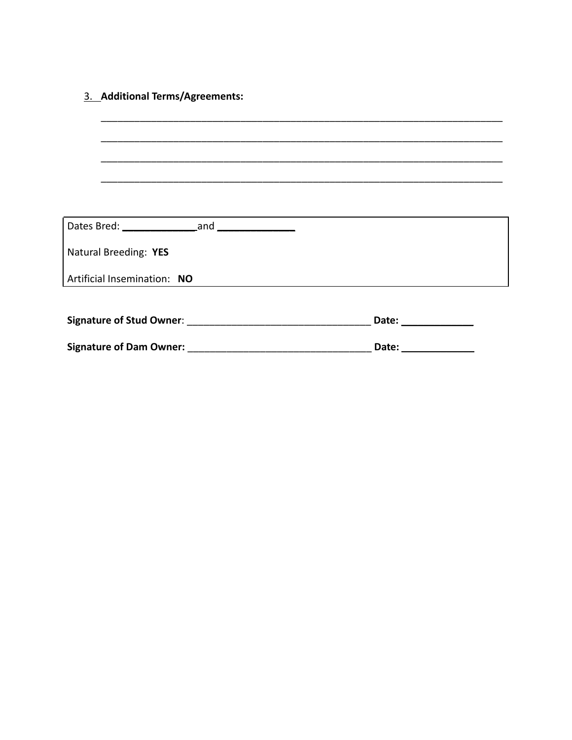3. **Additional Terms/Agreements:**

________________________________________________________________________

________________________________________________________________________

________________________________________________________________________

________________________________________________________________________

Dates Bred: _____________ and _____________

Natural Breeding: **YES**

Artificial Insemination: **NO**

**Signature of Stud Owner**: _________________________________ **Date:** _____________

**Signature of Dam Owner:** _________________________________ **Date:** _____________